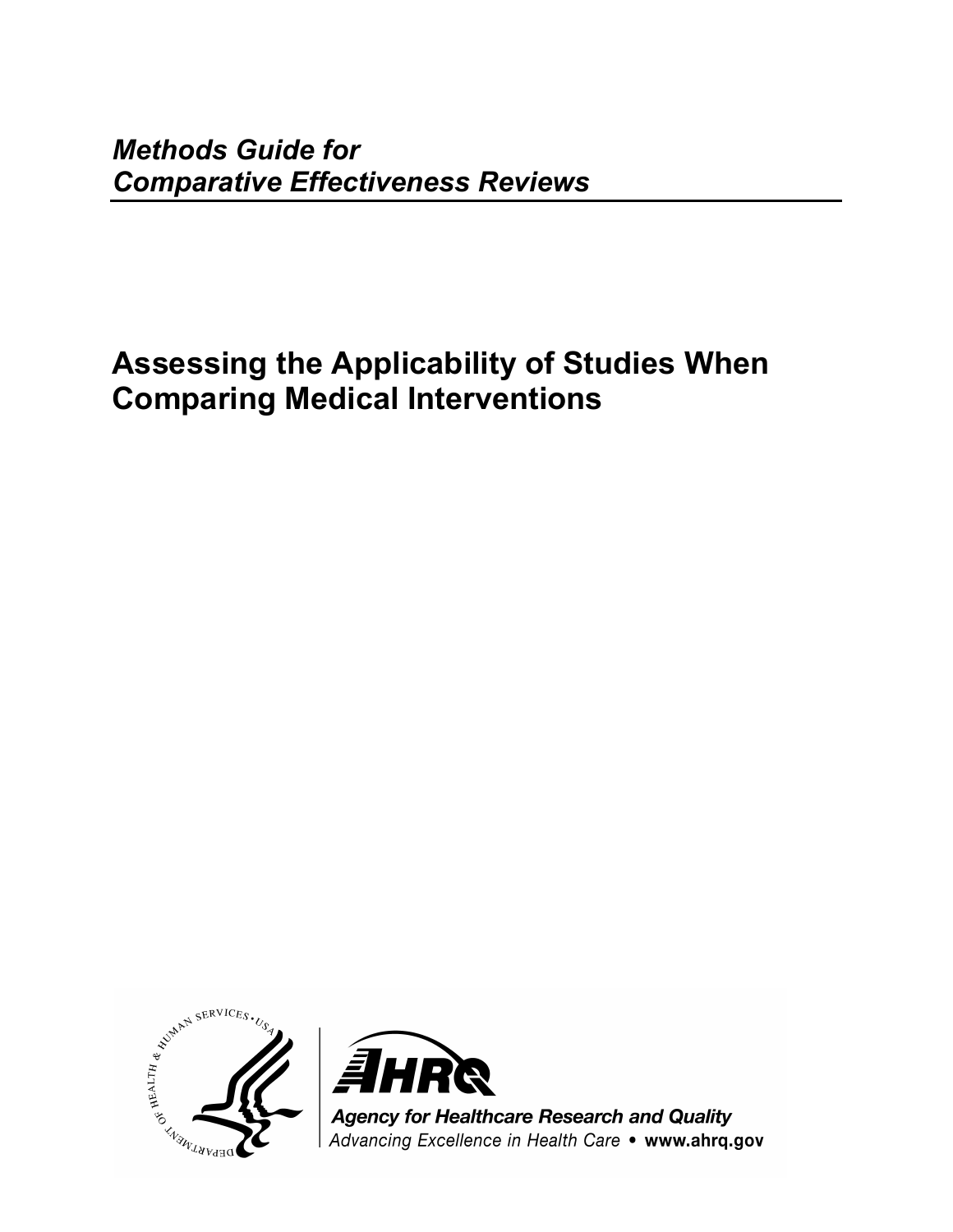*Methods Guide for*
*Comparative Effectiveness Reviews*

# Assessing the Applicability of Studies When Comparing Medical Interventions

**Agency for Healthcare Research and Quality**
*Advancing Excellence in Health Care* • **www.ahrq.gov**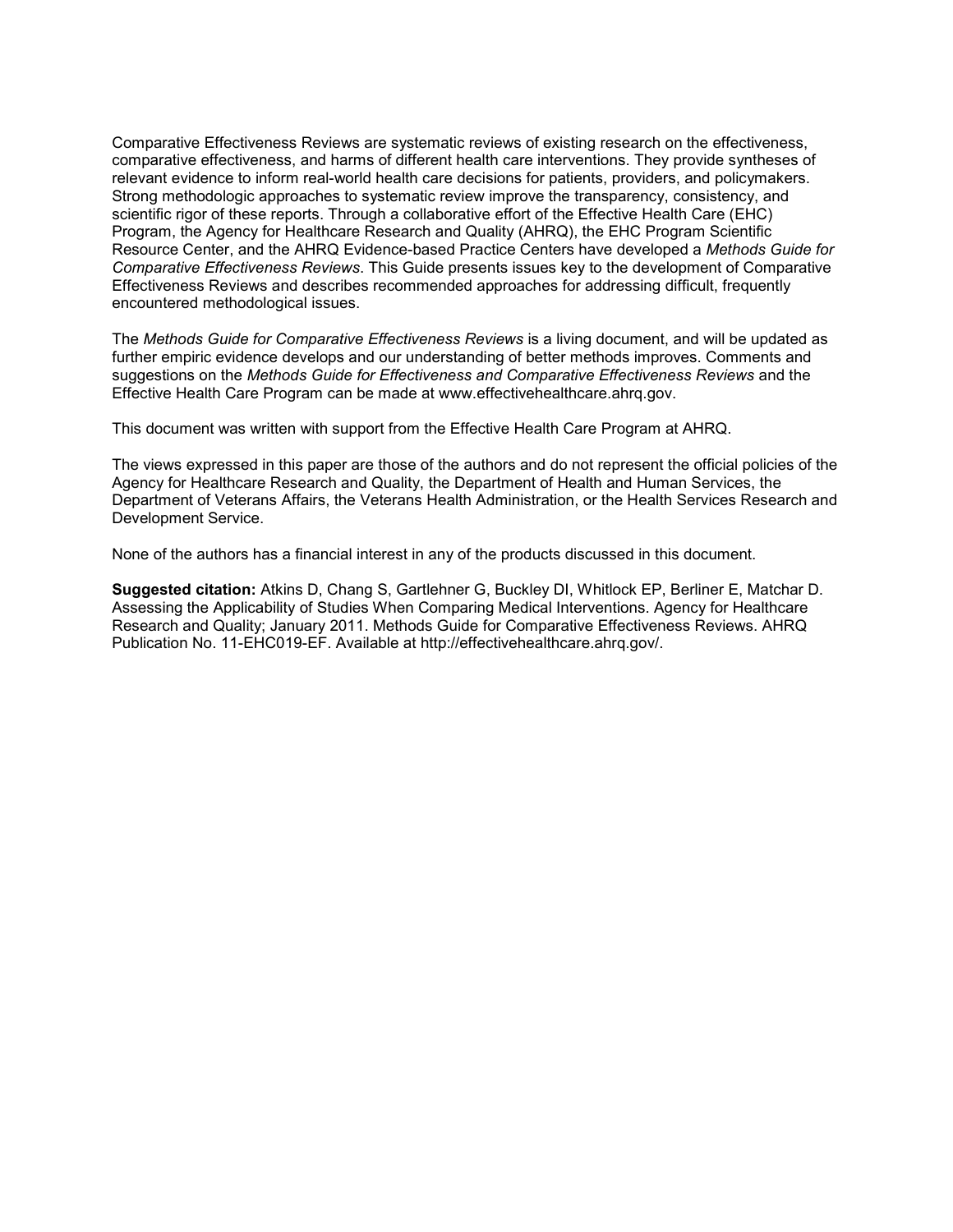Comparative Effectiveness Reviews are systematic reviews of existing research on the effectiveness, comparative effectiveness, and harms of different health care interventions. They provide syntheses of relevant evidence to inform real-world health care decisions for patients, providers, and policymakers. Strong methodologic approaches to systematic review improve the transparency, consistency, and scientific rigor of these reports. Through a collaborative effort of the Effective Health Care (EHC) Program, the Agency for Healthcare Research and Quality (AHRQ), the EHC Program Scientific Resource Center, and the AHRQ Evidence-based Practice Centers have developed a *Methods Guide for Comparative Effectiveness Reviews*. This Guide presents issues key to the development of Comparative Effectiveness Reviews and describes recommended approaches for addressing difficult, frequently encountered methodological issues.

The *Methods Guide for Comparative Effectiveness Reviews* is a living document, and will be updated as further empiric evidence develops and our understanding of better methods improves. Comments and suggestions on the *Methods Guide for Effectiveness and Comparative Effectiveness Reviews* and the Effective Health Care Program can be made at www.effectivehealthcare.ahrq.gov.

This document was written with support from the Effective Health Care Program at AHRQ.

The views expressed in this paper are those of the authors and do not represent the official policies of the Agency for Healthcare Research and Quality, the Department of Health and Human Services, the Department of Veterans Affairs, the Veterans Health Administration, or the Health Services Research and Development Service.

None of the authors has a financial interest in any of the products discussed in this document.

**Suggested citation:** Atkins D, Chang S, Gartlehner G, Buckley DI, Whitlock EP, Berliner E, Matchar D. Assessing the Applicability of Studies When Comparing Medical Interventions. Agency for Healthcare Research and Quality; January 2011. Methods Guide for Comparative Effectiveness Reviews. AHRQ Publication No. 11-EHC019-EF. Available at http://effectivehealthcare.ahrq.gov/.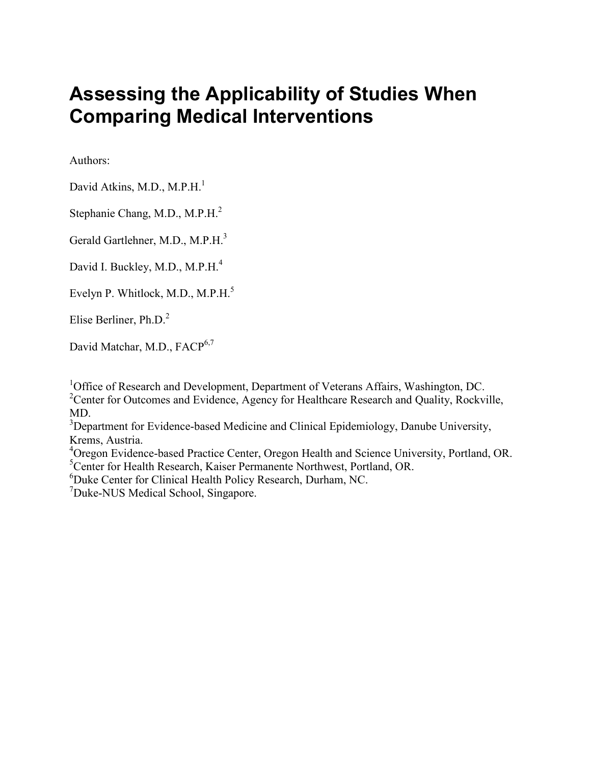# Assessing the Applicability of Studies When Comparing Medical Interventions

Authors:

David Atkins, M.D., M.P.H.[1]

Stephanie Chang, M.D., M.P.H.[2]

Gerald Gartlehner, M.D., M.P.H.[3]

David I. Buckley, M.D., M.P.H.[4]

Evelyn P. Whitlock, M.D., M.P.H.[5]

Elise Berliner, Ph.D.[2]

David Matchar, M.D., FACP[6,7]

[1]Office of Research and Development, Department of Veterans Affairs, Washington, DC.
[2]Center for Outcomes and Evidence, Agency for Healthcare Research and Quality, Rockville, MD.
[3]Department for Evidence-based Medicine and Clinical Epidemiology, Danube University, Krems, Austria.
[4]Oregon Evidence-based Practice Center, Oregon Health and Science University, Portland, OR.
[5]Center for Health Research, Kaiser Permanente Northwest, Portland, OR.
[6]Duke Center for Clinical Health Policy Research, Durham, NC.
[7]Duke-NUS Medical School, Singapore.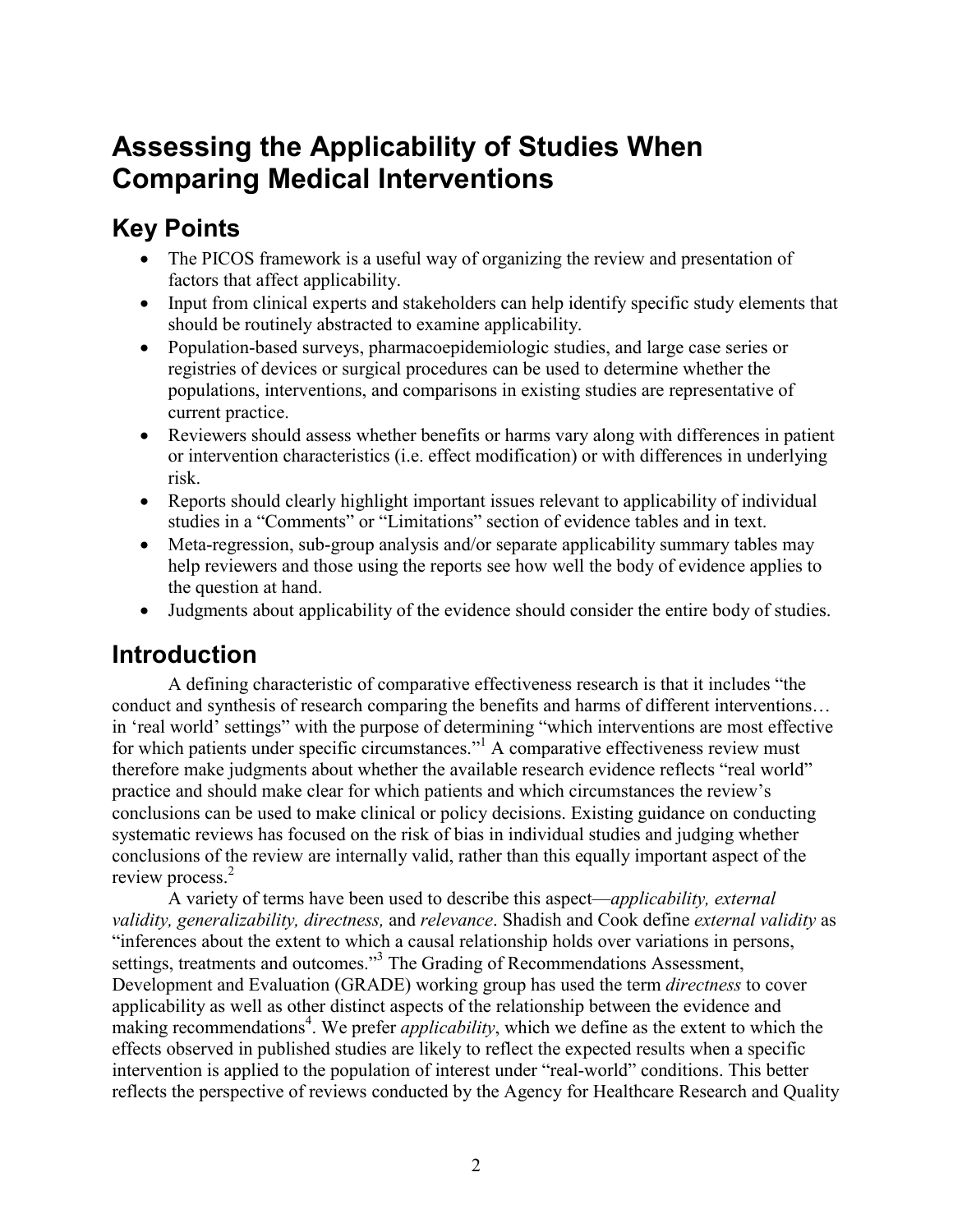# Assessing the Applicability of Studies When Comparing Medical Interventions

## Key Points

- The PICOS framework is a useful way of organizing the review and presentation of factors that affect applicability.
- Input from clinical experts and stakeholders can help identify specific study elements that should be routinely abstracted to examine applicability.
- Population-based surveys, pharmacoepidemiologic studies, and large case series or registries of devices or surgical procedures can be used to determine whether the populations, interventions, and comparisons in existing studies are representative of current practice.
- Reviewers should assess whether benefits or harms vary along with differences in patient or intervention characteristics (i.e. effect modification) or with differences in underlying risk.
- Reports should clearly highlight important issues relevant to applicability of individual studies in a "Comments" or "Limitations" section of evidence tables and in text.
- Meta-regression, sub-group analysis and/or separate applicability summary tables may help reviewers and those using the reports see how well the body of evidence applies to the question at hand.
- Judgments about applicability of the evidence should consider the entire body of studies.

## Introduction

A defining characteristic of comparative effectiveness research is that it includes "the conduct and synthesis of research comparing the benefits and harms of different interventions… in 'real world' settings" with the purpose of determining "which interventions are most effective for which patients under specific circumstances."[1] A comparative effectiveness review must therefore make judgments about whether the available research evidence reflects "real world" practice and should make clear for which patients and which circumstances the review's conclusions can be used to make clinical or policy decisions. Existing guidance on conducting systematic reviews has focused on the risk of bias in individual studies and judging whether conclusions of the review are internally valid, rather than this equally important aspect of the review process.[2]

A variety of terms have been used to describe this aspect—*applicability, external validity, generalizability, directness,* and *relevance*. Shadish and Cook define *external validity* as "inferences about the extent to which a causal relationship holds over variations in persons, settings, treatments and outcomes."[3] The Grading of Recommendations Assessment, Development and Evaluation (GRADE) working group has used the term *directness* to cover applicability as well as other distinct aspects of the relationship between the evidence and making recommendations[4]. We prefer *applicability*, which we define as the extent to which the effects observed in published studies are likely to reflect the expected results when a specific intervention is applied to the population of interest under "real-world" conditions. This better reflects the perspective of reviews conducted by the Agency for Healthcare Research and Quality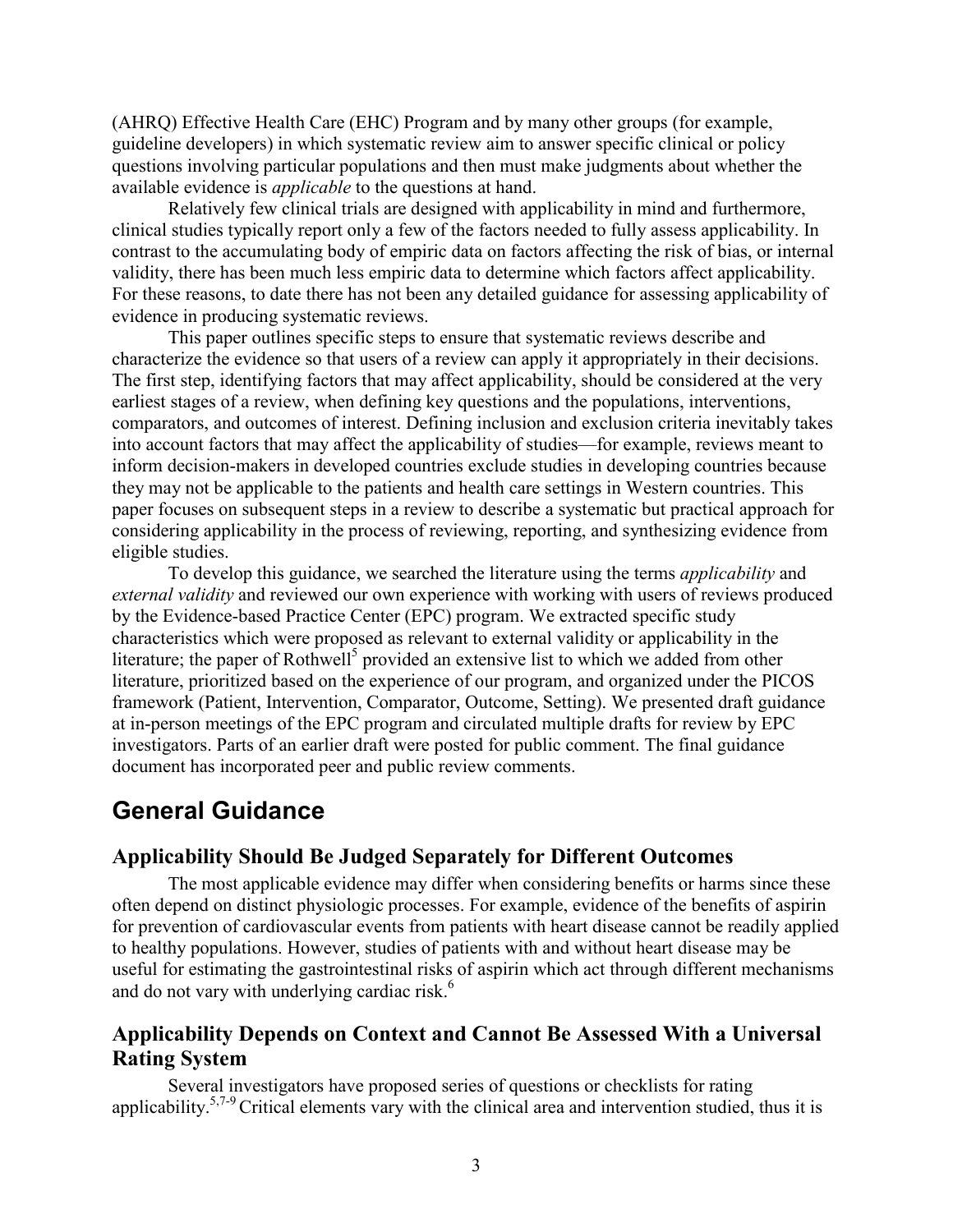(AHRQ) Effective Health Care (EHC) Program and by many other groups (for example, guideline developers) in which systematic review aim to answer specific clinical or policy questions involving particular populations and then must make judgments about whether the available evidence is *applicable* to the questions at hand.

Relatively few clinical trials are designed with applicability in mind and furthermore, clinical studies typically report only a few of the factors needed to fully assess applicability. In contrast to the accumulating body of empiric data on factors affecting the risk of bias, or internal validity, there has been much less empiric data to determine which factors affect applicability. For these reasons, to date there has not been any detailed guidance for assessing applicability of evidence in producing systematic reviews.

This paper outlines specific steps to ensure that systematic reviews describe and characterize the evidence so that users of a review can apply it appropriately in their decisions. The first step, identifying factors that may affect applicability, should be considered at the very earliest stages of a review, when defining key questions and the populations, interventions, comparators, and outcomes of interest. Defining inclusion and exclusion criteria inevitably takes into account factors that may affect the applicability of studies—for example, reviews meant to inform decision-makers in developed countries exclude studies in developing countries because they may not be applicable to the patients and health care settings in Western countries. This paper focuses on subsequent steps in a review to describe a systematic but practical approach for considering applicability in the process of reviewing, reporting, and synthesizing evidence from eligible studies.

To develop this guidance, we searched the literature using the terms *applicability* and *external validity* and reviewed our own experience with working with users of reviews produced by the Evidence-based Practice Center (EPC) program. We extracted specific study characteristics which were proposed as relevant to external validity or applicability in the literature; the paper of Rothwell[5] provided an extensive list to which we added from other literature, prioritized based on the experience of our program, and organized under the PICOS framework (Patient, Intervention, Comparator, Outcome, Setting). We presented draft guidance at in-person meetings of the EPC program and circulated multiple drafts for review by EPC investigators. Parts of an earlier draft were posted for public comment. The final guidance document has incorporated peer and public review comments.

## General Guidance

### Applicability Should Be Judged Separately for Different Outcomes

The most applicable evidence may differ when considering benefits or harms since these often depend on distinct physiologic processes. For example, evidence of the benefits of aspirin for prevention of cardiovascular events from patients with heart disease cannot be readily applied to healthy populations. However, studies of patients with and without heart disease may be useful for estimating the gastrointestinal risks of aspirin which act through different mechanisms and do not vary with underlying cardiac risk.[6]

### Applicability Depends on Context and Cannot Be Assessed With a Universal Rating System

Several investigators have proposed series of questions or checklists for rating applicability.[5,7-9] Critical elements vary with the clinical area and intervention studied, thus it is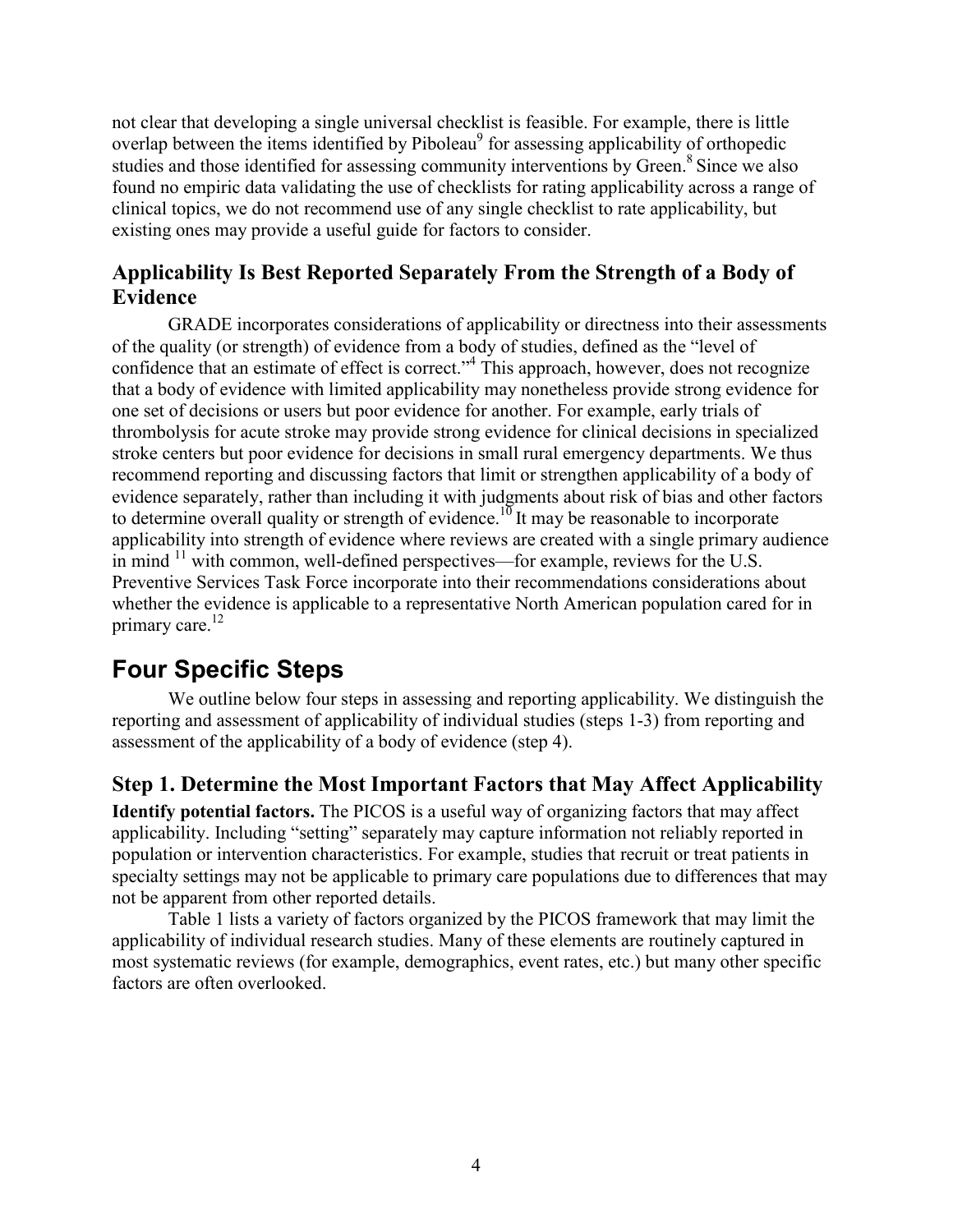not clear that developing a single universal checklist is feasible. For example, there is little overlap between the items identified by Piboleau[9] for assessing applicability of orthopedic studies and those identified for assessing community interventions by Green.[8] Since we also found no empiric data validating the use of checklists for rating applicability across a range of clinical topics, we do not recommend use of any single checklist to rate applicability, but existing ones may provide a useful guide for factors to consider.

## Applicability Is Best Reported Separately From the Strength of a Body of Evidence

GRADE incorporates considerations of applicability or directness into their assessments of the quality (or strength) of evidence from a body of studies, defined as the "level of confidence that an estimate of effect is correct."[4] This approach, however, does not recognize that a body of evidence with limited applicability may nonetheless provide strong evidence for one set of decisions or users but poor evidence for another. For example, early trials of thrombolysis for acute stroke may provide strong evidence for clinical decisions in specialized stroke centers but poor evidence for decisions in small rural emergency departments. We thus recommend reporting and discussing factors that limit or strengthen applicability of a body of evidence separately, rather than including it with judgments about risk of bias and other factors to determine overall quality or strength of evidence.[10] It may be reasonable to incorporate applicability into strength of evidence where reviews are created with a single primary audience in mind [11] with common, well-defined perspectives—for example, reviews for the U.S. Preventive Services Task Force incorporate into their recommendations considerations about whether the evidence is applicable to a representative North American population cared for in primary care.[12]

# Four Specific Steps

We outline below four steps in assessing and reporting applicability. We distinguish the reporting and assessment of applicability of individual studies (steps 1-3) from reporting and assessment of the applicability of a body of evidence (step 4).

## Step 1. Determine the Most Important Factors that May Affect Applicability

**Identify potential factors.** The PICOS is a useful way of organizing factors that may affect applicability. Including "setting" separately may capture information not reliably reported in population or intervention characteristics. For example, studies that recruit or treat patients in specialty settings may not be applicable to primary care populations due to differences that may not be apparent from other reported details.

Table 1 lists a variety of factors organized by the PICOS framework that may limit the applicability of individual research studies. Many of these elements are routinely captured in most systematic reviews (for example, demographics, event rates, etc.) but many other specific factors are often overlooked.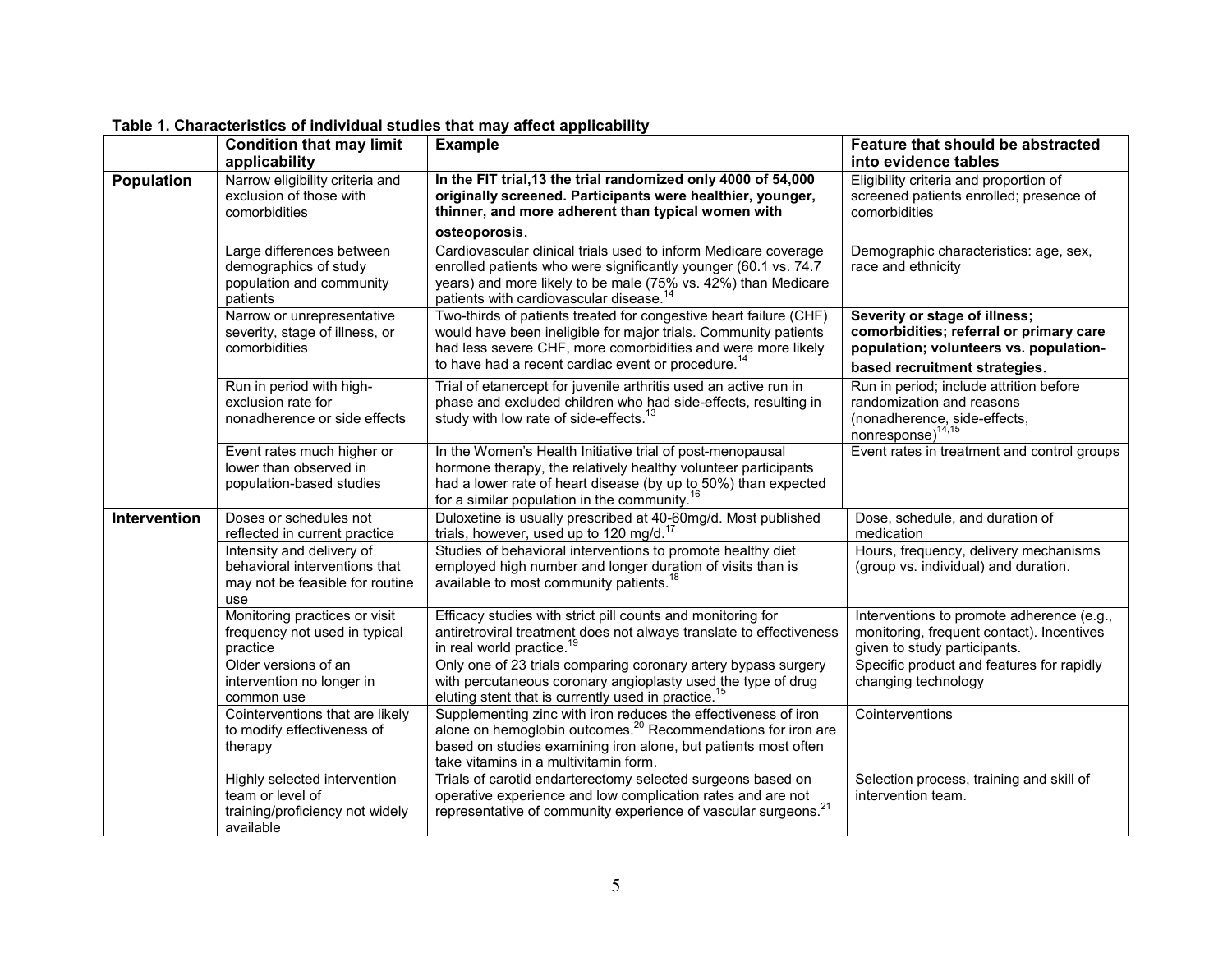**Table 1. Characteristics of individual studies that may affect applicability**

| | Condition that may limit applicability | Example | Feature that should be abstracted into evidence tables |
|---|---|---|---|
| **Population** | Narrow eligibility criteria and exclusion of those with comorbidities | **In the FIT trial,13 the trial randomized only 4000 of 54,000 originally screened. Participants were healthier, younger, thinner, and more adherent than typical women with osteoporosis.** | Eligibility criteria and proportion of screened patients enrolled; presence of comorbidities |
| | Large differences between demographics of study population and community patients | Cardiovascular clinical trials used to inform Medicare coverage enrolled patients who were significantly younger (60.1 vs. 74.7 years) and more likely to be male (75% vs. 42%) than Medicare patients with cardiovascular disease.[14] | Demographic characteristics: age, sex, race and ethnicity |
| | Narrow or unrepresentative severity, stage of illness, or comorbidities | Two-thirds of patients treated for congestive heart failure (CHF) would have been ineligible for major trials. Community patients had less severe CHF, more comorbidities and were more likely to have had a recent cardiac event or procedure.[14] | **Severity or stage of illness; comorbidities; referral or primary care population; volunteers vs. population-based recruitment strategies.** |
| | Run in period with high-exclusion rate for nonadherence or side effects | Trial of etanercept for juvenile arthritis used an active run in phase and excluded children who had side-effects, resulting in study with low rate of side-effects.[13] | Run in period; include attrition before randomization and reasons (nonadherence, side-effects, nonresponse)[14,15] |
| | Event rates much higher or lower than observed in population-based studies | In the Women's Health Initiative trial of post-menopausal hormone therapy, the relatively healthy volunteer participants had a lower rate of heart disease (by up to 50%) than expected for a similar population in the community.[16] | Event rates in treatment and control groups |
| **Intervention** | Doses or schedules not reflected in current practice | Duloxetine is usually prescribed at 40-60mg/d. Most published trials, however, used up to 120 mg/d.[17] | Dose, schedule, and duration of medication |
| | Intensity and delivery of behavioral interventions that may not be feasible for routine use | Studies of behavioral interventions to promote healthy diet employed high number and longer duration of visits than is available to most community patients.[18] | Hours, frequency, delivery mechanisms (group vs. individual) and duration. |
| | Monitoring practices or visit frequency not used in typical practice | Efficacy studies with strict pill counts and monitoring for antiretroviral treatment does not always translate to effectiveness in real world practice.[19] | Interventions to promote adherence (e.g., monitoring, frequent contact). Incentives given to study participants. |
| | Older versions of an intervention no longer in common use | Only one of 23 trials comparing coronary artery bypass surgery with percutaneous coronary angioplasty used the type of drug eluting stent that is currently used in practice.[15] | Specific product and features for rapidly changing technology |
| | Cointerventions that are likely to modify effectiveness of therapy | Supplementing zinc with iron reduces the effectiveness of iron alone on hemoglobin outcomes.[20] Recommendations for iron are based on studies examining iron alone, but patients most often take vitamins in a multivitamin form. | Cointerventions |
| | Highly selected intervention team or level of training/proficiency not widely available | Trials of carotid endarterectomy selected surgeons based on operative experience and low complication rates and are not representative of community experience of vascular surgeons.[21] | Selection process, training and skill of intervention team. |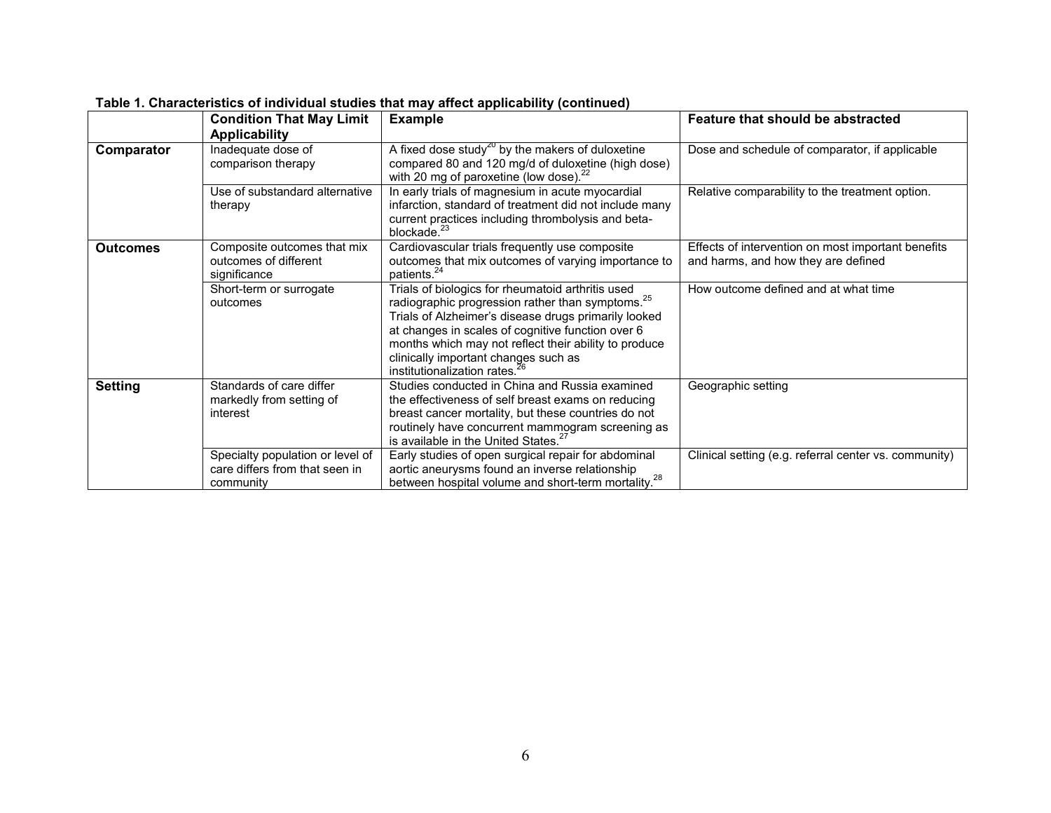**Table 1. Characteristics of individual studies that may affect applicability (continued)**

| | Condition That May Limit Applicability | Example | Feature that should be abstracted |
|---|---|---|---|
| **Comparator** | Inadequate dose of comparison therapy | A fixed dose study[20] by the makers of duloxetine compared 80 and 120 mg/d of duloxetine (high dose) with 20 mg of paroxetine (low dose).[22] | Dose and schedule of comparator, if applicable |
| | Use of substandard alternative therapy | In early trials of magnesium in acute myocardial infarction, standard of treatment did not include many current practices including thrombolysis and beta-blockade.[23] | Relative comparability to the treatment option. |
| **Outcomes** | Composite outcomes that mix outcomes of different significance | Cardiovascular trials frequently use composite outcomes that mix outcomes of varying importance to patients.[24] | Effects of intervention on most important benefits and harms, and how they are defined |
| | Short-term or surrogate outcomes | Trials of biologics for rheumatoid arthritis used radiographic progression rather than symptoms.[25] Trials of Alzheimer's disease drugs primarily looked at changes in scales of cognitive function over 6 months which may not reflect their ability to produce clinically important changes such as institutionalization rates.[26] | How outcome defined and at what time |
| **Setting** | Standards of care differ markedly from setting of interest | Studies conducted in China and Russia examined the effectiveness of self breast exams on reducing breast cancer mortality, but these countries do not routinely have concurrent mammogram screening as is available in the United States.[27] | Geographic setting |
| | Specialty population or level of care differs from that seen in community | Early studies of open surgical repair for abdominal aortic aneurysms found an inverse relationship between hospital volume and short-term mortality.[28] | Clinical setting (e.g. referral center vs. community) |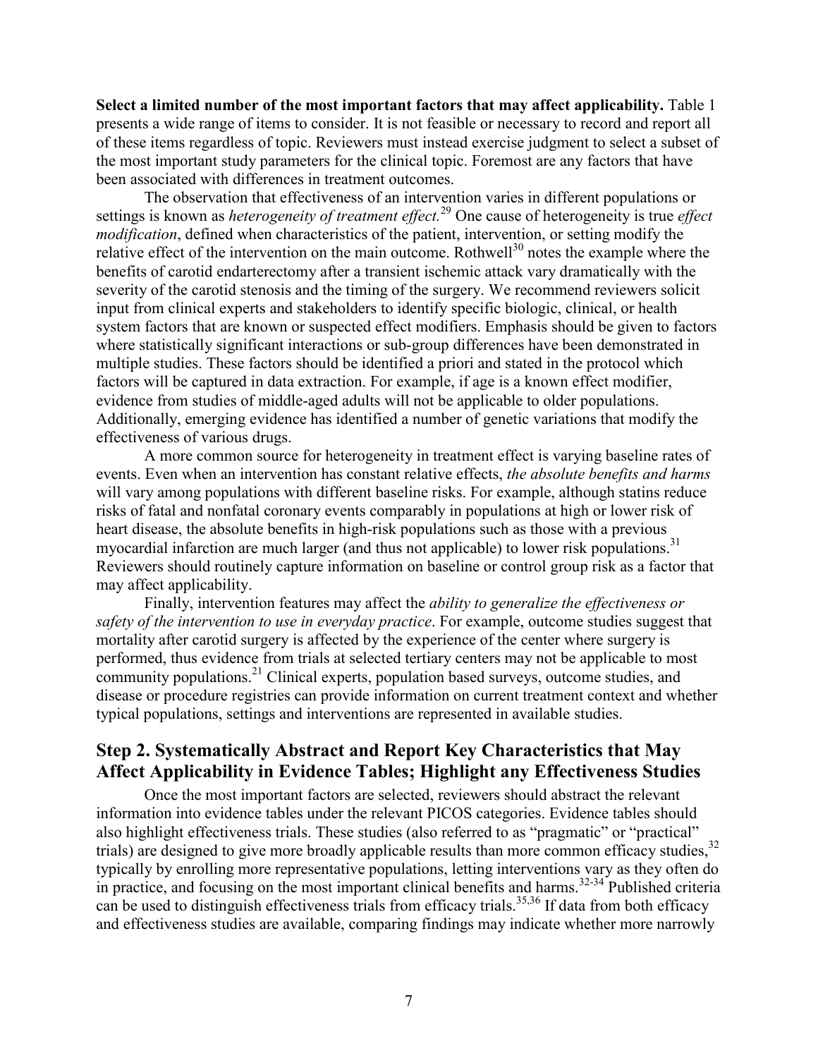**Select a limited number of the most important factors that may affect applicability.** Table 1 presents a wide range of items to consider. It is not feasible or necessary to record and report all of these items regardless of topic. Reviewers must instead exercise judgment to select a subset of the most important study parameters for the clinical topic. Foremost are any factors that have been associated with differences in treatment outcomes.

The observation that effectiveness of an intervention varies in different populations or settings is known as *heterogeneity of treatment effect.*[29] One cause of heterogeneity is true *effect modification*, defined when characteristics of the patient, intervention, or setting modify the relative effect of the intervention on the main outcome. Rothwell[30] notes the example where the benefits of carotid endarterectomy after a transient ischemic attack vary dramatically with the severity of the carotid stenosis and the timing of the surgery. We recommend reviewers solicit input from clinical experts and stakeholders to identify specific biologic, clinical, or health system factors that are known or suspected effect modifiers. Emphasis should be given to factors where statistically significant interactions or sub-group differences have been demonstrated in multiple studies. These factors should be identified a priori and stated in the protocol which factors will be captured in data extraction. For example, if age is a known effect modifier, evidence from studies of middle-aged adults will not be applicable to older populations. Additionally, emerging evidence has identified a number of genetic variations that modify the effectiveness of various drugs.

A more common source for heterogeneity in treatment effect is varying baseline rates of events. Even when an intervention has constant relative effects, *the absolute benefits and harms* will vary among populations with different baseline risks. For example, although statins reduce risks of fatal and nonfatal coronary events comparably in populations at high or lower risk of heart disease, the absolute benefits in high-risk populations such as those with a previous myocardial infarction are much larger (and thus not applicable) to lower risk populations.[31] Reviewers should routinely capture information on baseline or control group risk as a factor that may affect applicability.

Finally, intervention features may affect the *ability to generalize the effectiveness or safety of the intervention to use in everyday practice*. For example, outcome studies suggest that mortality after carotid surgery is affected by the experience of the center where surgery is performed, thus evidence from trials at selected tertiary centers may not be applicable to most community populations.[21] Clinical experts, population based surveys, outcome studies, and disease or procedure registries can provide information on current treatment context and whether typical populations, settings and interventions are represented in available studies.

## Step 2. Systematically Abstract and Report Key Characteristics that May Affect Applicability in Evidence Tables; Highlight any Effectiveness Studies

Once the most important factors are selected, reviewers should abstract the relevant information into evidence tables under the relevant PICOS categories. Evidence tables should also highlight effectiveness trials. These studies (also referred to as "pragmatic" or "practical" trials) are designed to give more broadly applicable results than more common efficacy studies,[32] typically by enrolling more representative populations, letting interventions vary as they often do in practice, and focusing on the most important clinical benefits and harms.[32-34] Published criteria can be used to distinguish effectiveness trials from efficacy trials.[35,36] If data from both efficacy and effectiveness studies are available, comparing findings may indicate whether more narrowly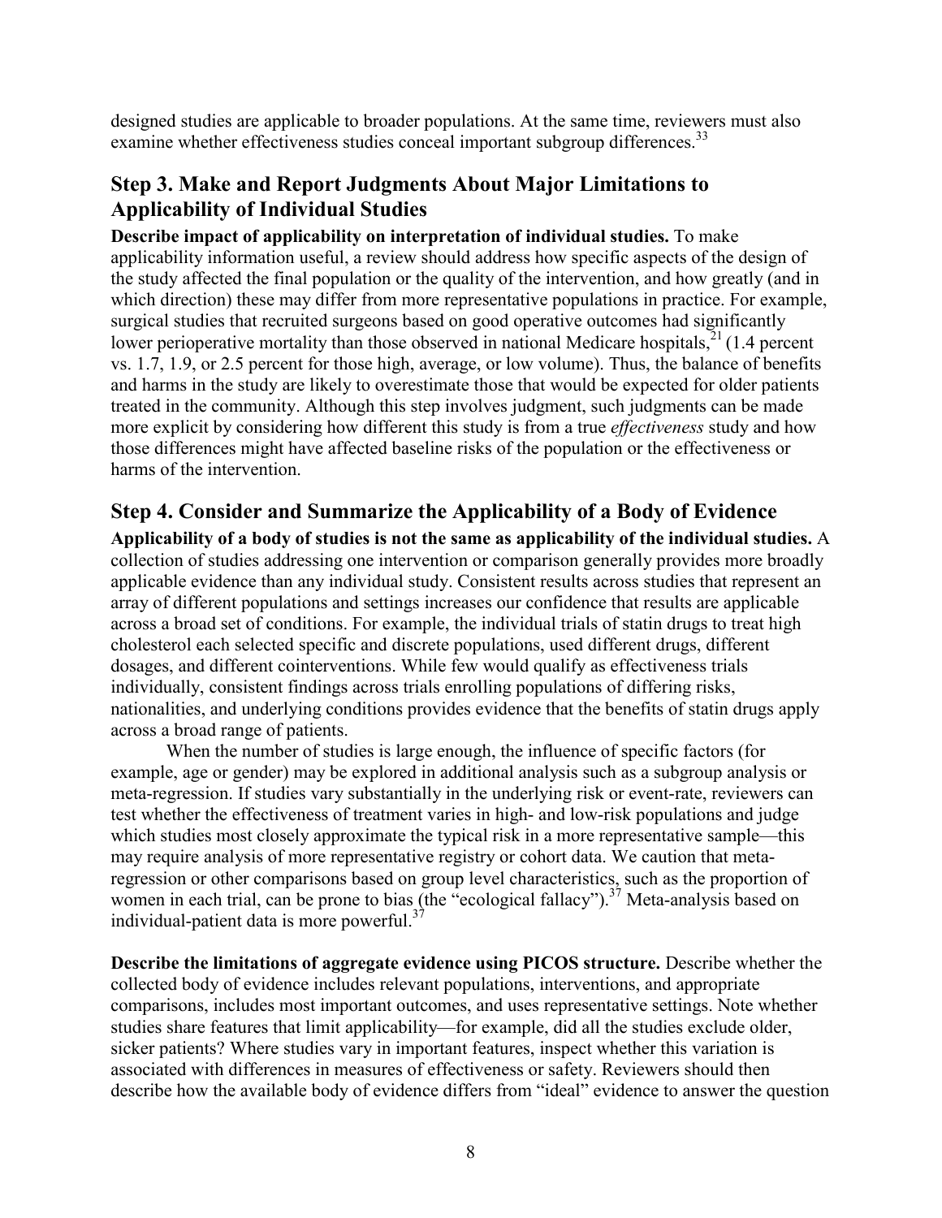designed studies are applicable to broader populations. At the same time, reviewers must also examine whether effectiveness studies conceal important subgroup differences.[33]

## Step 3. Make and Report Judgments About Major Limitations to Applicability of Individual Studies

**Describe impact of applicability on interpretation of individual studies.** To make applicability information useful, a review should address how specific aspects of the design of the study affected the final population or the quality of the intervention, and how greatly (and in which direction) these may differ from more representative populations in practice. For example, surgical studies that recruited surgeons based on good operative outcomes had significantly lower perioperative mortality than those observed in national Medicare hospitals,[21] (1.4 percent vs. 1.7, 1.9, or 2.5 percent for those high, average, or low volume). Thus, the balance of benefits and harms in the study are likely to overestimate those that would be expected for older patients treated in the community. Although this step involves judgment, such judgments can be made more explicit by considering how different this study is from a true *effectiveness* study and how those differences might have affected baseline risks of the population or the effectiveness or harms of the intervention.

## Step 4. Consider and Summarize the Applicability of a Body of Evidence

**Applicability of a body of studies is not the same as applicability of the individual studies.** A collection of studies addressing one intervention or comparison generally provides more broadly applicable evidence than any individual study. Consistent results across studies that represent an array of different populations and settings increases our confidence that results are applicable across a broad set of conditions. For example, the individual trials of statin drugs to treat high cholesterol each selected specific and discrete populations, used different drugs, different dosages, and different cointerventions. While few would qualify as effectiveness trials individually, consistent findings across trials enrolling populations of differing risks, nationalities, and underlying conditions provides evidence that the benefits of statin drugs apply across a broad range of patients.

When the number of studies is large enough, the influence of specific factors (for example, age or gender) may be explored in additional analysis such as a subgroup analysis or meta-regression. If studies vary substantially in the underlying risk or event-rate, reviewers can test whether the effectiveness of treatment varies in high- and low-risk populations and judge which studies most closely approximate the typical risk in a more representative sample—this may require analysis of more representative registry or cohort data. We caution that meta-regression or other comparisons based on group level characteristics, such as the proportion of women in each trial, can be prone to bias (the "ecological fallacy").[37] Meta-analysis based on individual-patient data is more powerful.[37]

**Describe the limitations of aggregate evidence using PICOS structure.** Describe whether the collected body of evidence includes relevant populations, interventions, and appropriate comparisons, includes most important outcomes, and uses representative settings. Note whether studies share features that limit applicability—for example, did all the studies exclude older, sicker patients? Where studies vary in important features, inspect whether this variation is associated with differences in measures of effectiveness or safety. Reviewers should then describe how the available body of evidence differs from "ideal" evidence to answer the question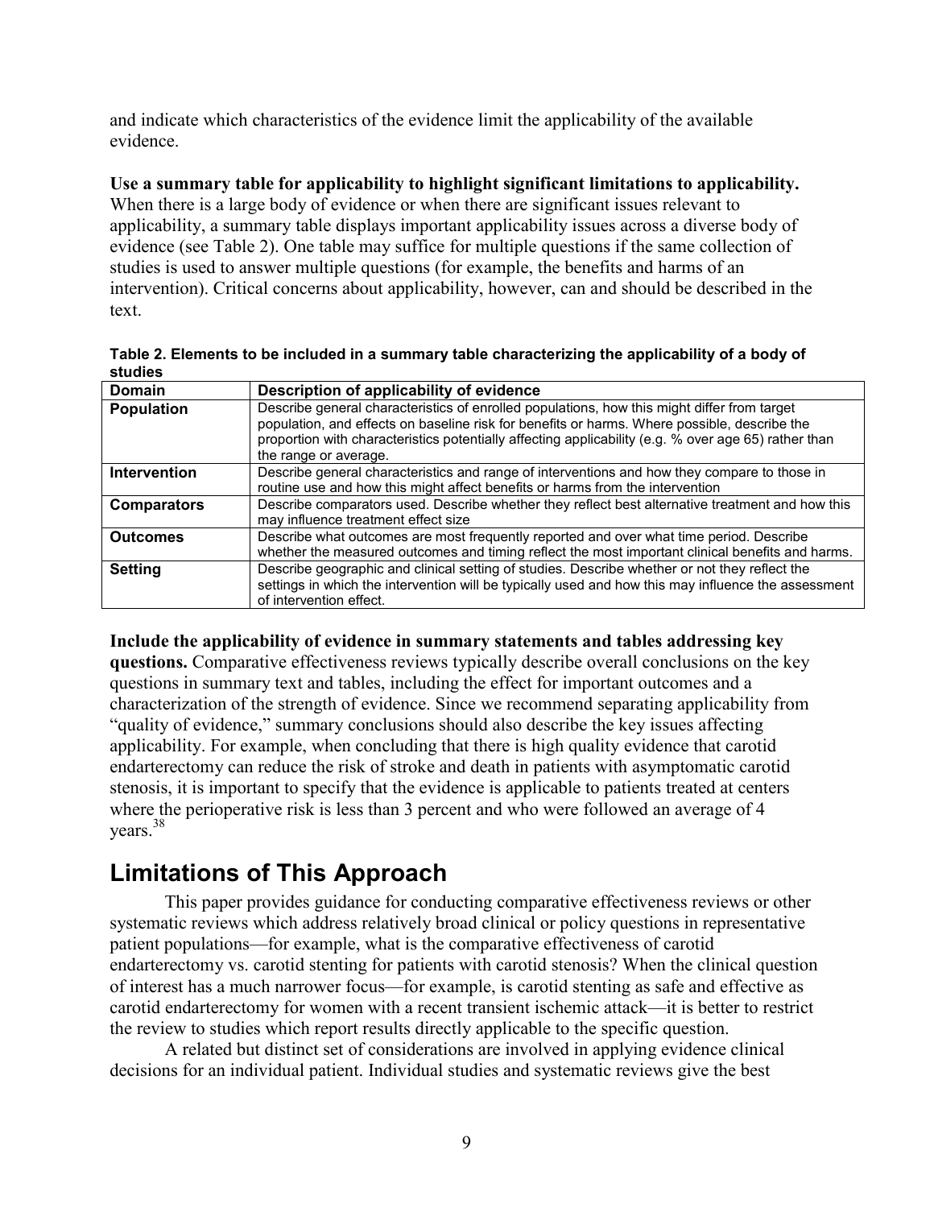and indicate which characteristics of the evidence limit the applicability of the available evidence.

**Use a summary table for applicability to highlight significant limitations to applicability.** When there is a large body of evidence or when there are significant issues relevant to applicability, a summary table displays important applicability issues across a diverse body of evidence (see Table 2). One table may suffice for multiple questions if the same collection of studies is used to answer multiple questions (for example, the benefits and harms of an intervention). Critical concerns about applicability, however, can and should be described in the text.

**Table 2. Elements to be included in a summary table characterizing the applicability of a body of studies**

| Domain | Description of applicability of evidence |
|---|---|
| **Population** | Describe general characteristics of enrolled populations, how this might differ from target population, and effects on baseline risk for benefits or harms. Where possible, describe the proportion with characteristics potentially affecting applicability (e.g. % over age 65) rather than the range or average. |
| **Intervention** | Describe general characteristics and range of interventions and how they compare to those in routine use and how this might affect benefits or harms from the intervention |
| **Comparators** | Describe comparators used. Describe whether they reflect best alternative treatment and how this may influence treatment effect size |
| **Outcomes** | Describe what outcomes are most frequently reported and over what time period. Describe whether the measured outcomes and timing reflect the most important clinical benefits and harms. |
| **Setting** | Describe geographic and clinical setting of studies. Describe whether or not they reflect the settings in which the intervention will be typically used and how this may influence the assessment of intervention effect. |

**Include the applicability of evidence in summary statements and tables addressing key questions.** Comparative effectiveness reviews typically describe overall conclusions on the key questions in summary text and tables, including the effect for important outcomes and a characterization of the strength of evidence. Since we recommend separating applicability from "quality of evidence," summary conclusions should also describe the key issues affecting applicability. For example, when concluding that there is high quality evidence that carotid endarterectomy can reduce the risk of stroke and death in patients with asymptomatic carotid stenosis, it is important to specify that the evidence is applicable to patients treated at centers where the perioperative risk is less than 3 percent and who were followed an average of 4 years.[38]

## Limitations of This Approach

This paper provides guidance for conducting comparative effectiveness reviews or other systematic reviews which address relatively broad clinical or policy questions in representative patient populations—for example, what is the comparative effectiveness of carotid endarterectomy vs. carotid stenting for patients with carotid stenosis? When the clinical question of interest has a much narrower focus—for example, is carotid stenting as safe and effective as carotid endarterectomy for women with a recent transient ischemic attack—it is better to restrict the review to studies which report results directly applicable to the specific question.

A related but distinct set of considerations are involved in applying evidence clinical decisions for an individual patient. Individual studies and systematic reviews give the best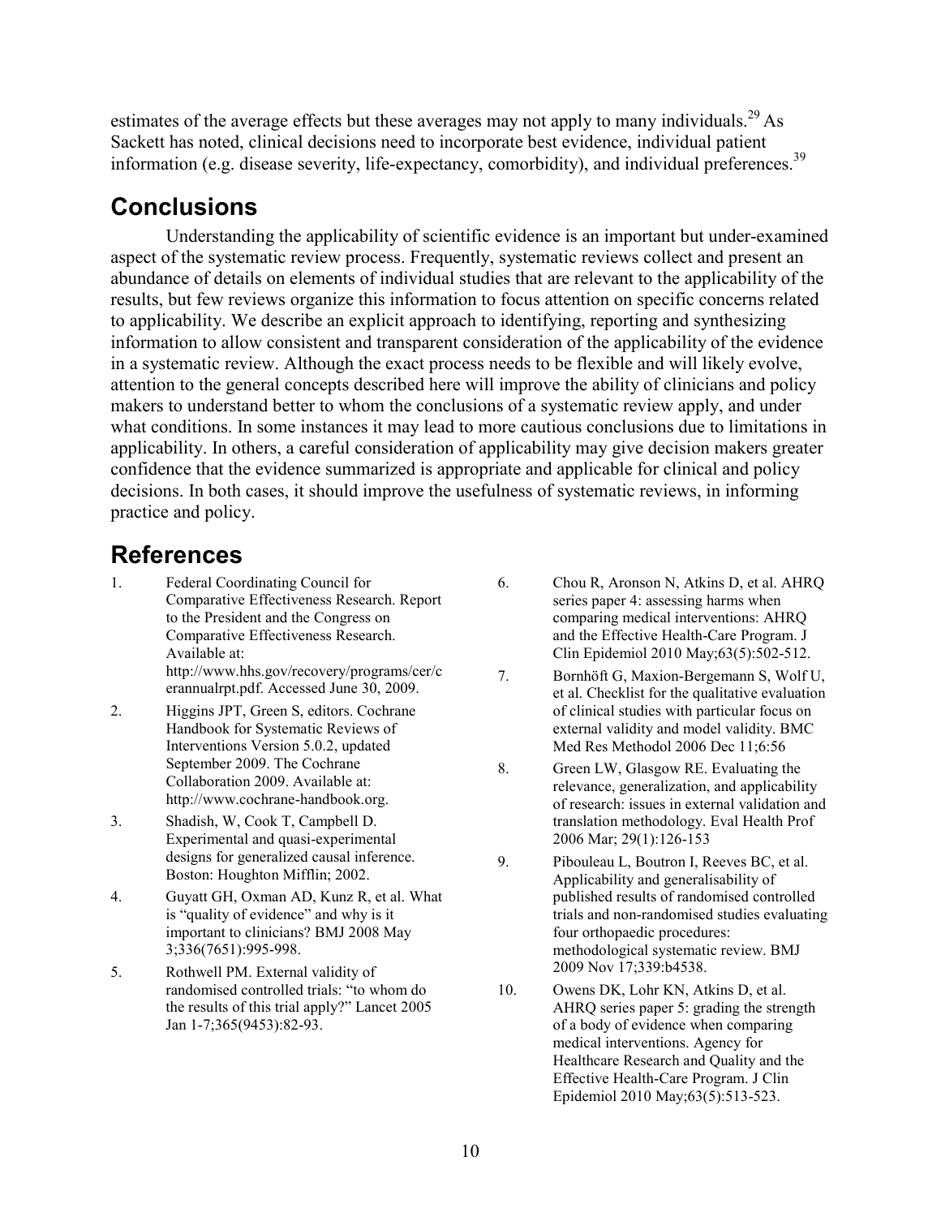estimates of the average effects but these averages may not apply to many individuals.[29] As Sackett has noted, clinical decisions need to incorporate best evidence, individual patient information (e.g. disease severity, life-expectancy, comorbidity), and individual preferences.[39]

## Conclusions

Understanding the applicability of scientific evidence is an important but under-examined aspect of the systematic review process. Frequently, systematic reviews collect and present an abundance of details on elements of individual studies that are relevant to the applicability of the results, but few reviews organize this information to focus attention on specific concerns related to applicability. We describe an explicit approach to identifying, reporting and synthesizing information to allow consistent and transparent consideration of the applicability of the evidence in a systematic review. Although the exact process needs to be flexible and will likely evolve, attention to the general concepts described here will improve the ability of clinicians and policy makers to understand better to whom the conclusions of a systematic review apply, and under what conditions. In some instances it may lead to more cautious conclusions due to limitations in applicability. In others, a careful consideration of applicability may give decision makers greater confidence that the evidence summarized is appropriate and applicable for clinical and policy decisions. In both cases, it should improve the usefulness of systematic reviews, in informing practice and policy.

## References

1. Federal Coordinating Council for Comparative Effectiveness Research. Report to the President and the Congress on Comparative Effectiveness Research. Available at: http://www.hhs.gov/recovery/programs/cer/cerannualrpt.pdf. Accessed June 30, 2009.
2. Higgins JPT, Green S, editors. Cochrane Handbook for Systematic Reviews of Interventions Version 5.0.2, updated September 2009. The Cochrane Collaboration 2009. Available at: http://www.cochrane-handbook.org.
3. Shadish, W, Cook T, Campbell D. Experimental and quasi-experimental designs for generalized causal inference. Boston: Houghton Mifflin; 2002.
4. Guyatt GH, Oxman AD, Kunz R, et al. What is "quality of evidence" and why is it important to clinicians? BMJ 2008 May 3;336(7651):995-998.
5. Rothwell PM. External validity of randomised controlled trials: "to whom do the results of this trial apply?" Lancet 2005 Jan 1-7;365(9453):82-93.
6. Chou R, Aronson N, Atkins D, et al. AHRQ series paper 4: assessing harms when comparing medical interventions: AHRQ and the Effective Health-Care Program. J Clin Epidemiol 2010 May;63(5):502-512.
7. Bornhöft G, Maxion-Bergemann S, Wolf U, et al. Checklist for the qualitative evaluation of clinical studies with particular focus on external validity and model validity. BMC Med Res Methodol 2006 Dec 11;6:56
8. Green LW, Glasgow RE. Evaluating the relevance, generalization, and applicability of research: issues in external validation and translation methodology. Eval Health Prof 2006 Mar; 29(1):126-153
9. Pibouleau L, Boutron I, Reeves BC, et al. Applicability and generalisability of published results of randomised controlled trials and non-randomised studies evaluating four orthopaedic procedures: methodological systematic review. BMJ 2009 Nov 17;339:b4538.
10. Owens DK, Lohr KN, Atkins D, et al. AHRQ series paper 5: grading the strength of a body of evidence when comparing medical interventions. Agency for Healthcare Research and Quality and the Effective Health-Care Program. J Clin Epidemiol 2010 May;63(5):513-523.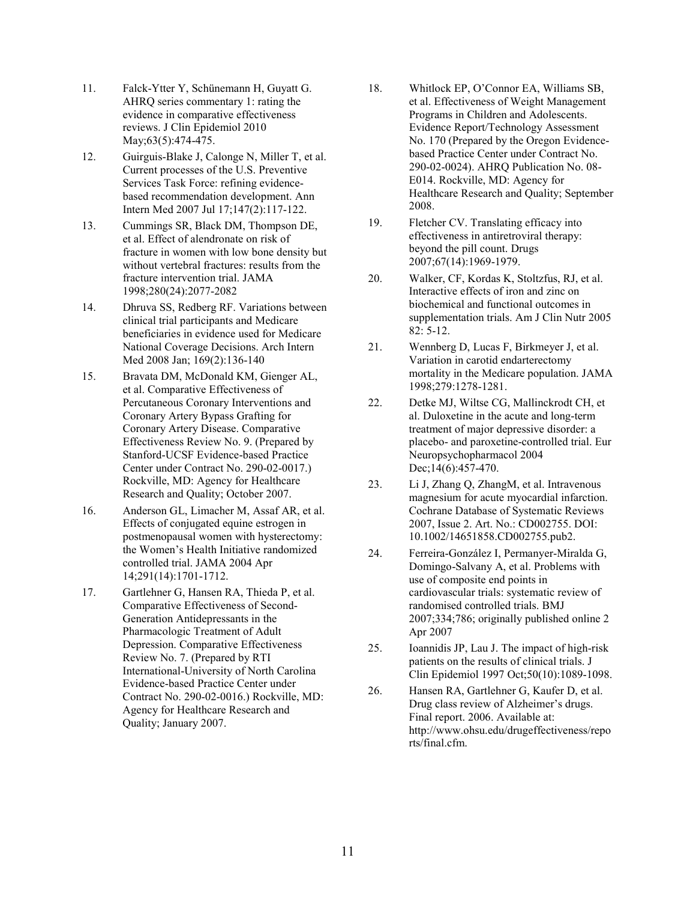11. Falck-Ytter Y, Schünemann H, Guyatt G. AHRQ series commentary 1: rating the evidence in comparative effectiveness reviews. J Clin Epidemiol 2010 May;63(5):474-475.

12. Guirguis-Blake J, Calonge N, Miller T, et al. Current processes of the U.S. Preventive Services Task Force: refining evidence-based recommendation development. Ann Intern Med 2007 Jul 17;147(2):117-122.

13. Cummings SR, Black DM, Thompson DE, et al. Effect of alendronate on risk of fracture in women with low bone density but without vertebral fractures: results from the fracture intervention trial. JAMA 1998;280(24):2077-2082

14. Dhruva SS, Redberg RF. Variations between clinical trial participants and Medicare beneficiaries in evidence used for Medicare National Coverage Decisions. Arch Intern Med 2008 Jan; 169(2):136-140

15. Bravata DM, McDonald KM, Gienger AL, et al. Comparative Effectiveness of Percutaneous Coronary Interventions and Coronary Artery Bypass Grafting for Coronary Artery Disease. Comparative Effectiveness Review No. 9. (Prepared by Stanford-UCSF Evidence-based Practice Center under Contract No. 290-02-0017.) Rockville, MD: Agency for Healthcare Research and Quality; October 2007.

16. Anderson GL, Limacher M, Assaf AR, et al. Effects of conjugated equine estrogen in postmenopausal women with hysterectomy: the Women's Health Initiative randomized controlled trial. JAMA 2004 Apr 14;291(14):1701-1712.

17. Gartlehner G, Hansen RA, Thieda P, et al. Comparative Effectiveness of Second-Generation Antidepressants in the Pharmacologic Treatment of Adult Depression. Comparative Effectiveness Review No. 7. (Prepared by RTI International-University of North Carolina Evidence-based Practice Center under Contract No. 290-02-0016.) Rockville, MD: Agency for Healthcare Research and Quality; January 2007.

18. Whitlock EP, O'Connor EA, Williams SB, et al. Effectiveness of Weight Management Programs in Children and Adolescents. Evidence Report/Technology Assessment No. 170 (Prepared by the Oregon Evidence-based Practice Center under Contract No. 290-02-0024). AHRQ Publication No. 08-E014. Rockville, MD: Agency for Healthcare Research and Quality; September 2008.

19. Fletcher CV. Translating efficacy into effectiveness in antiretroviral therapy: beyond the pill count. Drugs 2007;67(14):1969-1979.

20. Walker, CF, Kordas K, Stoltzfus, RJ, et al. Interactive effects of iron and zinc on biochemical and functional outcomes in supplementation trials. Am J Clin Nutr 2005 82: 5-12.

21. Wennberg D, Lucas F, Birkmeyer J, et al. Variation in carotid endarterectomy mortality in the Medicare population. JAMA 1998;279:1278-1281.

22. Detke MJ, Wiltse CG, Mallinckrodt CH, et al. Duloxetine in the acute and long-term treatment of major depressive disorder: a placebo- and paroxetine-controlled trial. Eur Neuropsychopharmacol 2004 Dec;14(6):457-470.

23. Li J, Zhang Q, ZhangM, et al. Intravenous magnesium for acute myocardial infarction. Cochrane Database of Systematic Reviews 2007, Issue 2. Art. No.: CD002755. DOI: 10.1002/14651858.CD002755.pub2.

24. Ferreira-González I, Permanyer-Miralda G, Domingo-Salvany A, et al. Problems with use of composite end points in cardiovascular trials: systematic review of randomised controlled trials. BMJ 2007;334;786; originally published online 2 Apr 2007

25. Ioannidis JP, Lau J. The impact of high-risk patients on the results of clinical trials. J Clin Epidemiol 1997 Oct;50(10):1089-1098.

26. Hansen RA, Gartlehner G, Kaufer D, et al. Drug class review of Alzheimer's drugs. Final report. 2006. Available at: http://www.ohsu.edu/drugeffectiveness/reports/final.cfm.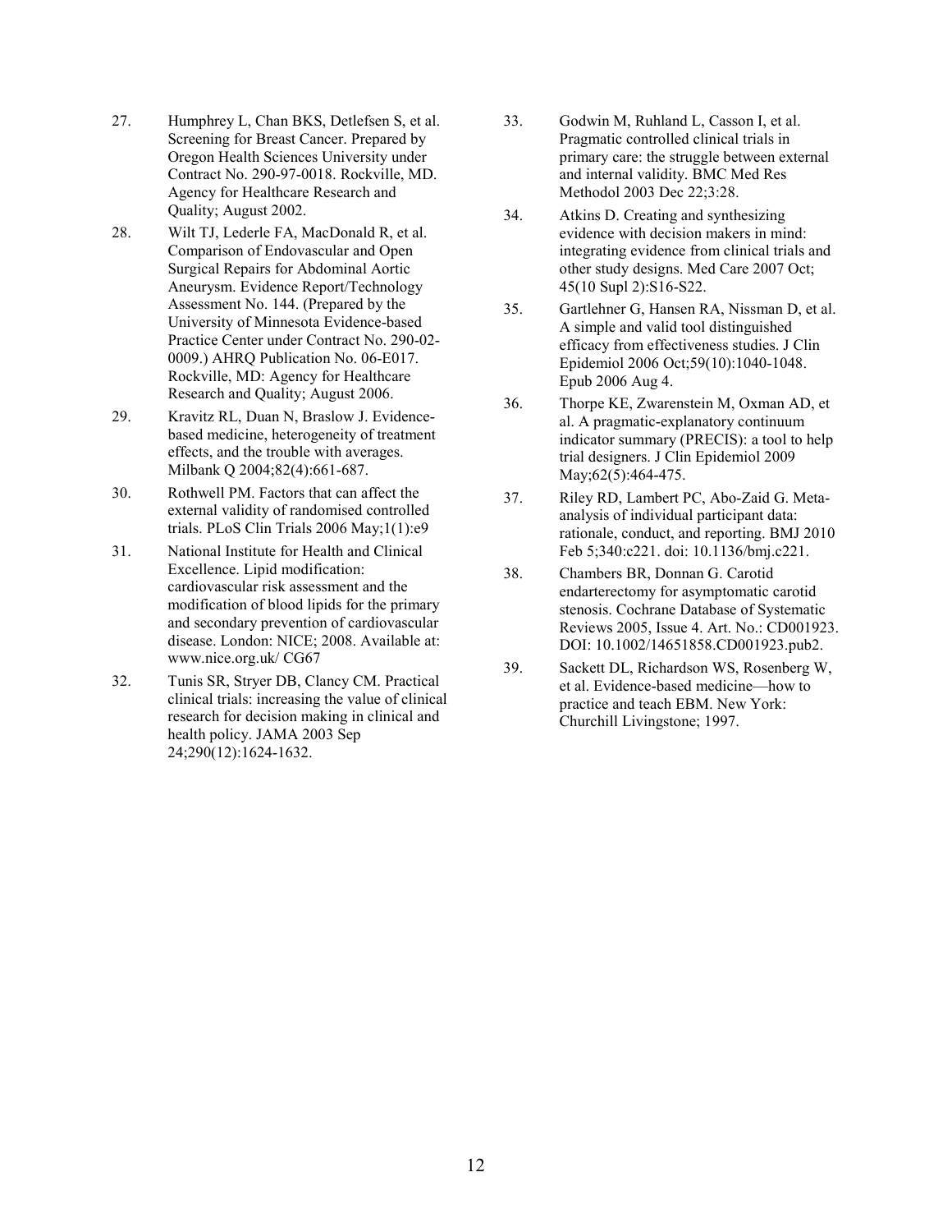27. Humphrey L, Chan BKS, Detlefsen S, et al. Screening for Breast Cancer. Prepared by Oregon Health Sciences University under Contract No. 290-97-0018. Rockville, MD. Agency for Healthcare Research and Quality; August 2002.
28. Wilt TJ, Lederle FA, MacDonald R, et al. Comparison of Endovascular and Open Surgical Repairs for Abdominal Aortic Aneurysm. Evidence Report/Technology Assessment No. 144. (Prepared by the University of Minnesota Evidence-based Practice Center under Contract No. 290-02-0009.) AHRQ Publication No. 06-E017. Rockville, MD: Agency for Healthcare Research and Quality; August 2006.
29. Kravitz RL, Duan N, Braslow J. Evidence-based medicine, heterogeneity of treatment effects, and the trouble with averages. Milbank Q 2004;82(4):661-687.
30. Rothwell PM. Factors that can affect the external validity of randomised controlled trials. PLoS Clin Trials 2006 May;1(1):e9
31. National Institute for Health and Clinical Excellence. Lipid modification: cardiovascular risk assessment and the modification of blood lipids for the primary and secondary prevention of cardiovascular disease. London: NICE; 2008. Available at: www.nice.org.uk/ CG67
32. Tunis SR, Stryer DB, Clancy CM. Practical clinical trials: increasing the value of clinical research for decision making in clinical and health policy. JAMA 2003 Sep 24;290(12):1624-1632.
33. Godwin M, Ruhland L, Casson I, et al. Pragmatic controlled clinical trials in primary care: the struggle between external and internal validity. BMC Med Res Methodol 2003 Dec 22;3:28.
34. Atkins D. Creating and synthesizing evidence with decision makers in mind: integrating evidence from clinical trials and other study designs. Med Care 2007 Oct; 45(10 Supl 2):S16-S22.
35. Gartlehner G, Hansen RA, Nissman D, et al. A simple and valid tool distinguished efficacy from effectiveness studies. J Clin Epidemiol 2006 Oct;59(10):1040-1048. Epub 2006 Aug 4.
36. Thorpe KE, Zwarenstein M, Oxman AD, et al. A pragmatic-explanatory continuum indicator summary (PRECIS): a tool to help trial designers. J Clin Epidemiol 2009 May;62(5):464-475.
37. Riley RD, Lambert PC, Abo-Zaid G. Meta-analysis of individual participant data: rationale, conduct, and reporting. BMJ 2010 Feb 5;340:c221. doi: 10.1136/bmj.c221.
38. Chambers BR, Donnan G. Carotid endarterectomy for asymptomatic carotid stenosis. Cochrane Database of Systematic Reviews 2005, Issue 4. Art. No.: CD001923. DOI: 10.1002/14651858.CD001923.pub2.
39. Sackett DL, Richardson WS, Rosenberg W, et al. Evidence-based medicine—how to practice and teach EBM. New York: Churchill Livingstone; 1997.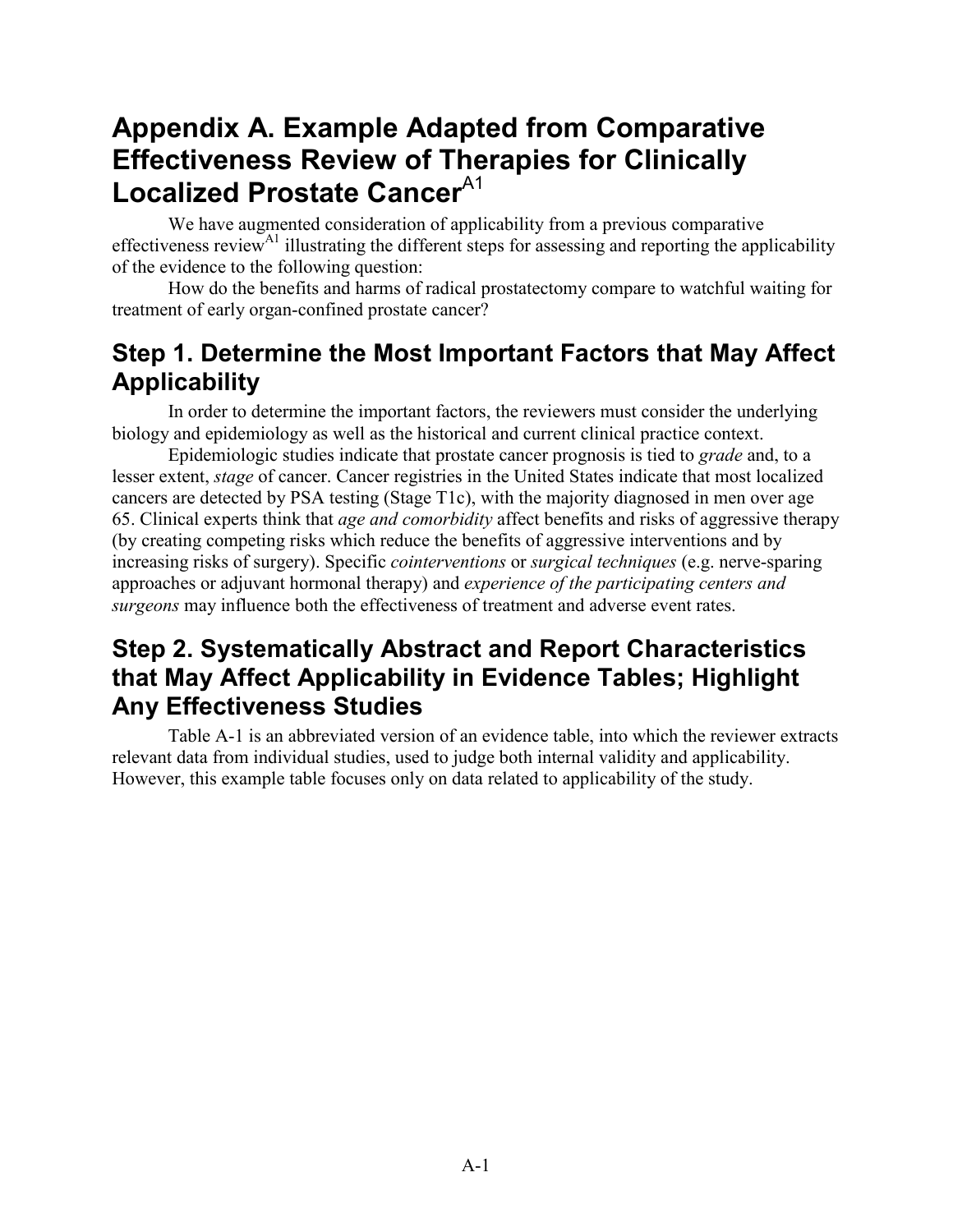# Appendix A. Example Adapted from Comparative Effectiveness Review of Therapies for Clinically Localized Prostate Cancer[A1]

We have augmented consideration of applicability from a previous comparative effectiveness review[A1] illustrating the different steps for assessing and reporting the applicability of the evidence to the following question:

How do the benefits and harms of radical prostatectomy compare to watchful waiting for treatment of early organ-confined prostate cancer?

## Step 1. Determine the Most Important Factors that May Affect Applicability

In order to determine the important factors, the reviewers must consider the underlying biology and epidemiology as well as the historical and current clinical practice context.

Epidemiologic studies indicate that prostate cancer prognosis is tied to *grade* and, to a lesser extent, *stage* of cancer. Cancer registries in the United States indicate that most localized cancers are detected by PSA testing (Stage T1c), with the majority diagnosed in men over age 65. Clinical experts think that *age and comorbidity* affect benefits and risks of aggressive therapy (by creating competing risks which reduce the benefits of aggressive interventions and by increasing risks of surgery). Specific *cointerventions* or *surgical techniques* (e.g. nerve-sparing approaches or adjuvant hormonal therapy) and *experience of the participating centers and surgeons* may influence both the effectiveness of treatment and adverse event rates.

## Step 2. Systematically Abstract and Report Characteristics that May Affect Applicability in Evidence Tables; Highlight Any Effectiveness Studies

Table A-1 is an abbreviated version of an evidence table, into which the reviewer extracts relevant data from individual studies, used to judge both internal validity and applicability. However, this example table focuses only on data related to applicability of the study.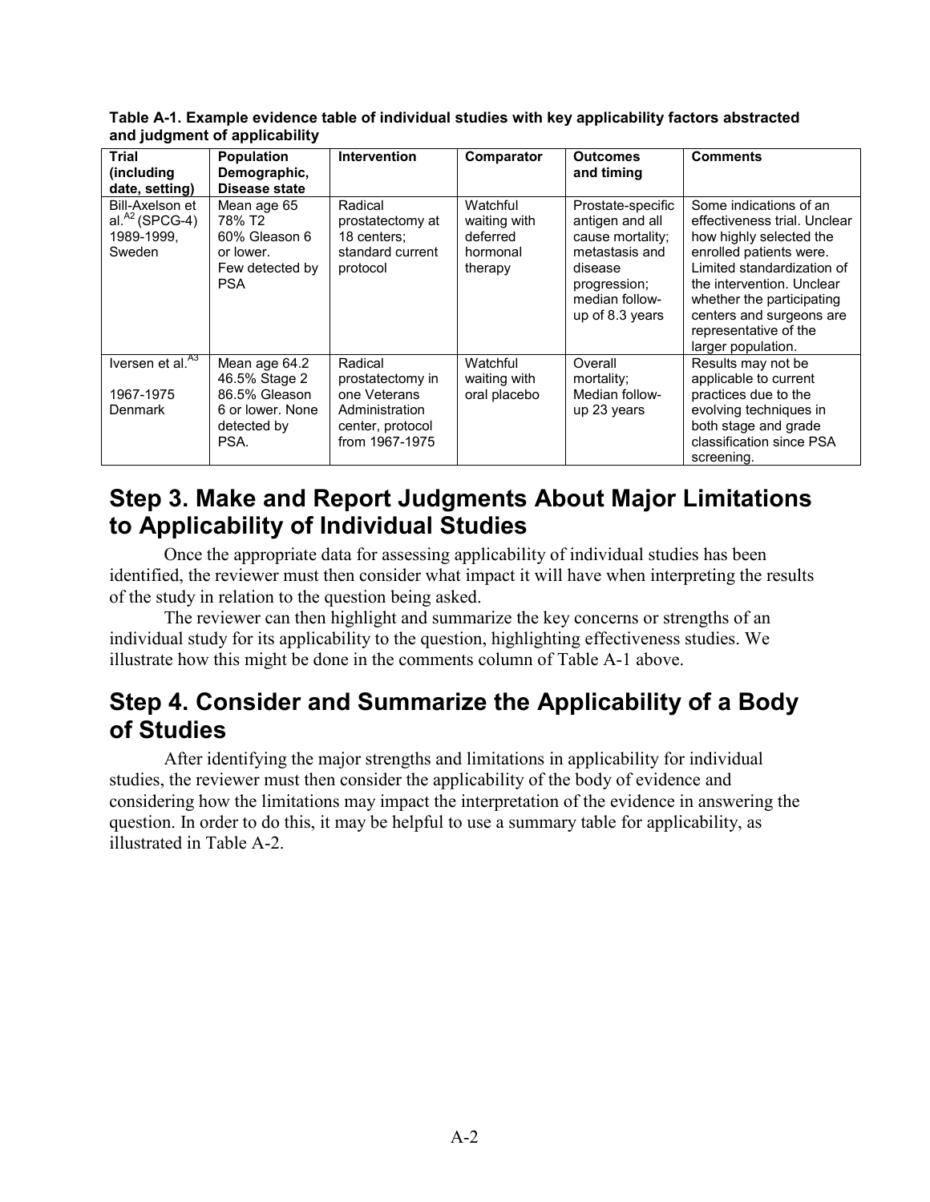**Table A-1. Example evidence table of individual studies with key applicability factors abstracted and judgment of applicability**

| Trial (including date, setting) | Population Demographic, Disease state | Intervention | Comparator | Outcomes and timing | Comments |
|---|---|---|---|---|---|
| Bill-Axelson et al.[A2] (SPCG-4) 1989-1999, Sweden | Mean age 65 78% T2 60% Gleason 6 or lower. Few detected by PSA | Radical prostatectomy at 18 centers; standard current protocol | Watchful waiting with deferred hormonal therapy | Prostate-specific antigen and all cause mortality; metastasis and disease progression; median follow-up of 8.3 years | Some indications of an effectiveness trial. Unclear how highly selected the enrolled patients were. Limited standardization of the intervention. Unclear whether the participating centers and surgeons are representative of the larger population. |
| Iversen et al.[A3] 1967-1975 Denmark | Mean age 64.2 46.5% Stage 2 86.5% Gleason 6 or lower. None detected by PSA. | Radical prostatectomy in one Veterans Administration center, protocol from 1967-1975 | Watchful waiting with oral placebo | Overall mortality; Median follow-up 23 years | Results may not be applicable to current practices due to the evolving techniques in both stage and grade classification since PSA screening. |

## Step 3. Make and Report Judgments About Major Limitations to Applicability of Individual Studies

Once the appropriate data for assessing applicability of individual studies has been identified, the reviewer must then consider what impact it will have when interpreting the results of the study in relation to the question being asked.

The reviewer can then highlight and summarize the key concerns or strengths of an individual study for its applicability to the question, highlighting effectiveness studies. We illustrate how this might be done in the comments column of Table A-1 above.

## Step 4. Consider and Summarize the Applicability of a Body of Studies

After identifying the major strengths and limitations in applicability for individual studies, the reviewer must then consider the applicability of the body of evidence and considering how the limitations may impact the interpretation of the evidence in answering the question. In order to do this, it may be helpful to use a summary table for applicability, as illustrated in Table A-2.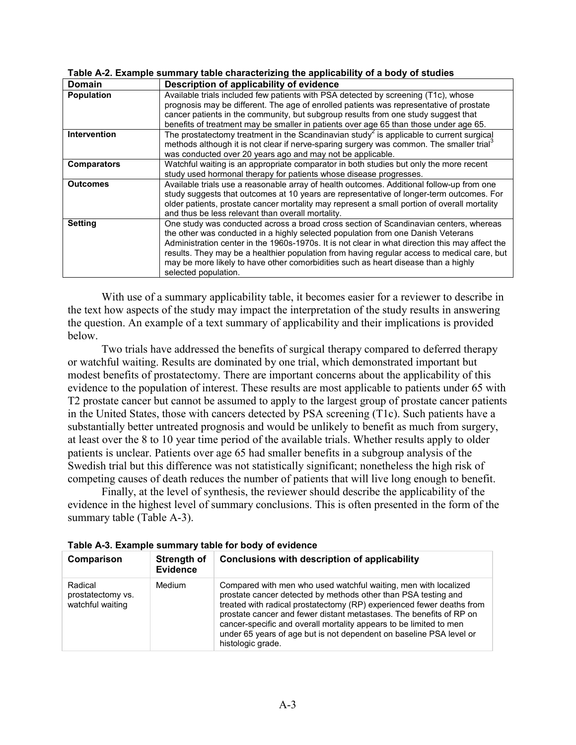**Table A-2. Example summary table characterizing the applicability of a body of studies**

| Domain | Description of applicability of evidence |
|---|---|
| **Population** | Available trials included few patients with PSA detected by screening (T1c), whose prognosis may be different. The age of enrolled patients was representative of prostate cancer patients in the community, but subgroup results from one study suggest that benefits of treatment may be smaller in patients over age 65 than those under age 65. |
| **Intervention** | The prostatectomy treatment in the Scandinavian study[2] is applicable to current surgical methods although it is not clear if nerve-sparing surgery was common. The smaller trial[3] was conducted over 20 years ago and may not be applicable. |
| **Comparators** | Watchful waiting is an appropriate comparator in both studies but only the more recent study used hormonal therapy for patients whose disease progresses. |
| **Outcomes** | Available trials use a reasonable array of health outcomes. Additional follow-up from one study suggests that outcomes at 10 years are representative of longer-term outcomes. For older patients, prostate cancer mortality may represent a small portion of overall mortality and thus be less relevant than overall mortality. |
| **Setting** | One study was conducted across a broad cross section of Scandinavian centers, whereas the other was conducted in a highly selected population from one Danish Veterans Administration center in the 1960s-1970s. It is not clear in what direction this may affect the results. They may be a healthier population from having regular access to medical care, but may be more likely to have other comorbidities such as heart disease than a highly selected population. |

With use of a summary applicability table, it becomes easier for a reviewer to describe in the text how aspects of the study may impact the interpretation of the study results in answering the question. An example of a text summary of applicability and their implications is provided below.

Two trials have addressed the benefits of surgical therapy compared to deferred therapy or watchful waiting. Results are dominated by one trial, which demonstrated important but modest benefits of prostatectomy. There are important concerns about the applicability of this evidence to the population of interest. These results are most applicable to patients under 65 with T2 prostate cancer but cannot be assumed to apply to the largest group of prostate cancer patients in the United States, those with cancers detected by PSA screening (T1c). Such patients have a substantially better untreated prognosis and would be unlikely to benefit as much from surgery, at least over the 8 to 10 year time period of the available trials. Whether results apply to older patients is unclear. Patients over age 65 had smaller benefits in a subgroup analysis of the Swedish trial but this difference was not statistically significant; nonetheless the high risk of competing causes of death reduces the number of patients that will live long enough to benefit.

Finally, at the level of synthesis, the reviewer should describe the applicability of the evidence in the highest level of summary conclusions. This is often presented in the form of the summary table (Table A-3).

**Table A-3. Example summary table for body of evidence**

| Comparison | Strength of Evidence | Conclusions with description of applicability |
|---|---|---|
| Radical prostatectomy vs. watchful waiting | Medium | Compared with men who used watchful waiting, men with localized prostate cancer detected by methods other than PSA testing and treated with radical prostatectomy (RP) experienced fewer deaths from prostate cancer and fewer distant metastases. The benefits of RP on cancer-specific and overall mortality appears to be limited to men under 65 years of age but is not dependent on baseline PSA level or histologic grade. |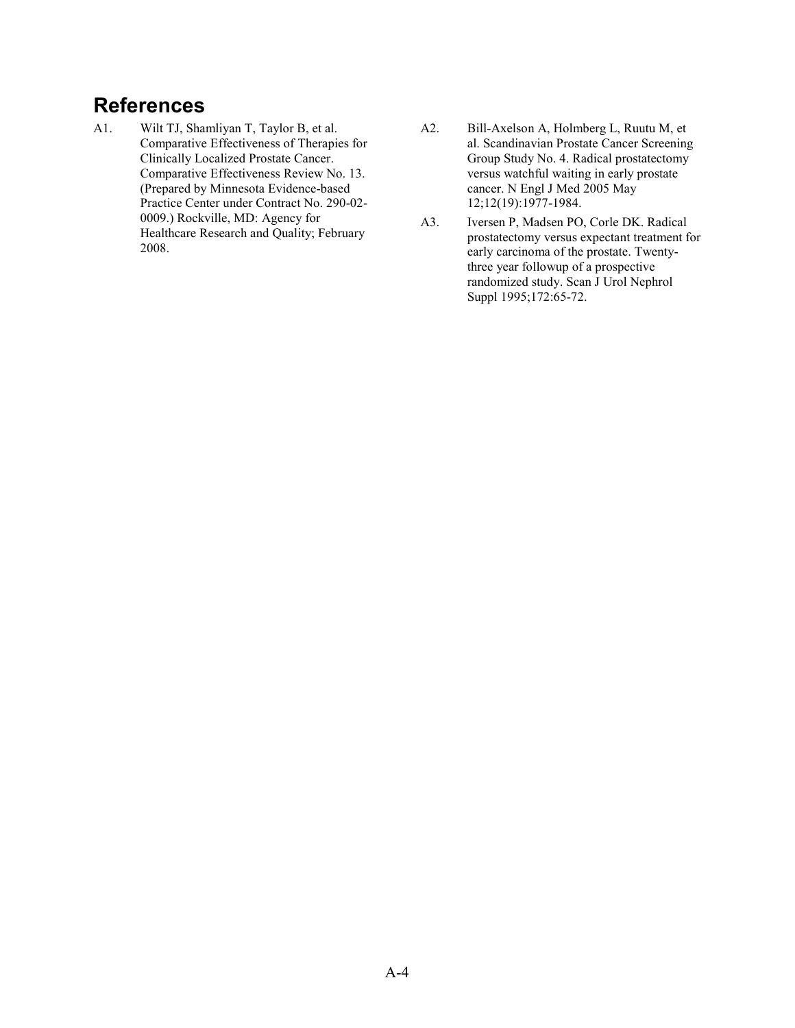## References

A1. Wilt TJ, Shamliyan T, Taylor B, et al. Comparative Effectiveness of Therapies for Clinically Localized Prostate Cancer. Comparative Effectiveness Review No. 13. (Prepared by Minnesota Evidence-based Practice Center under Contract No. 290-02-0009.) Rockville, MD: Agency for Healthcare Research and Quality; February 2008.

A2. Bill-Axelson A, Holmberg L, Ruutu M, et al. Scandinavian Prostate Cancer Screening Group Study No. 4. Radical prostatectomy versus watchful waiting in early prostate cancer. N Engl J Med 2005 May 12;12(19):1977-1984.

A3. Iversen P, Madsen PO, Corle DK. Radical prostatectomy versus expectant treatment for early carcinoma of the prostate. Twenty-three year followup of a prospective randomized study. Scan J Urol Nephrol Suppl 1995;172:65-72.